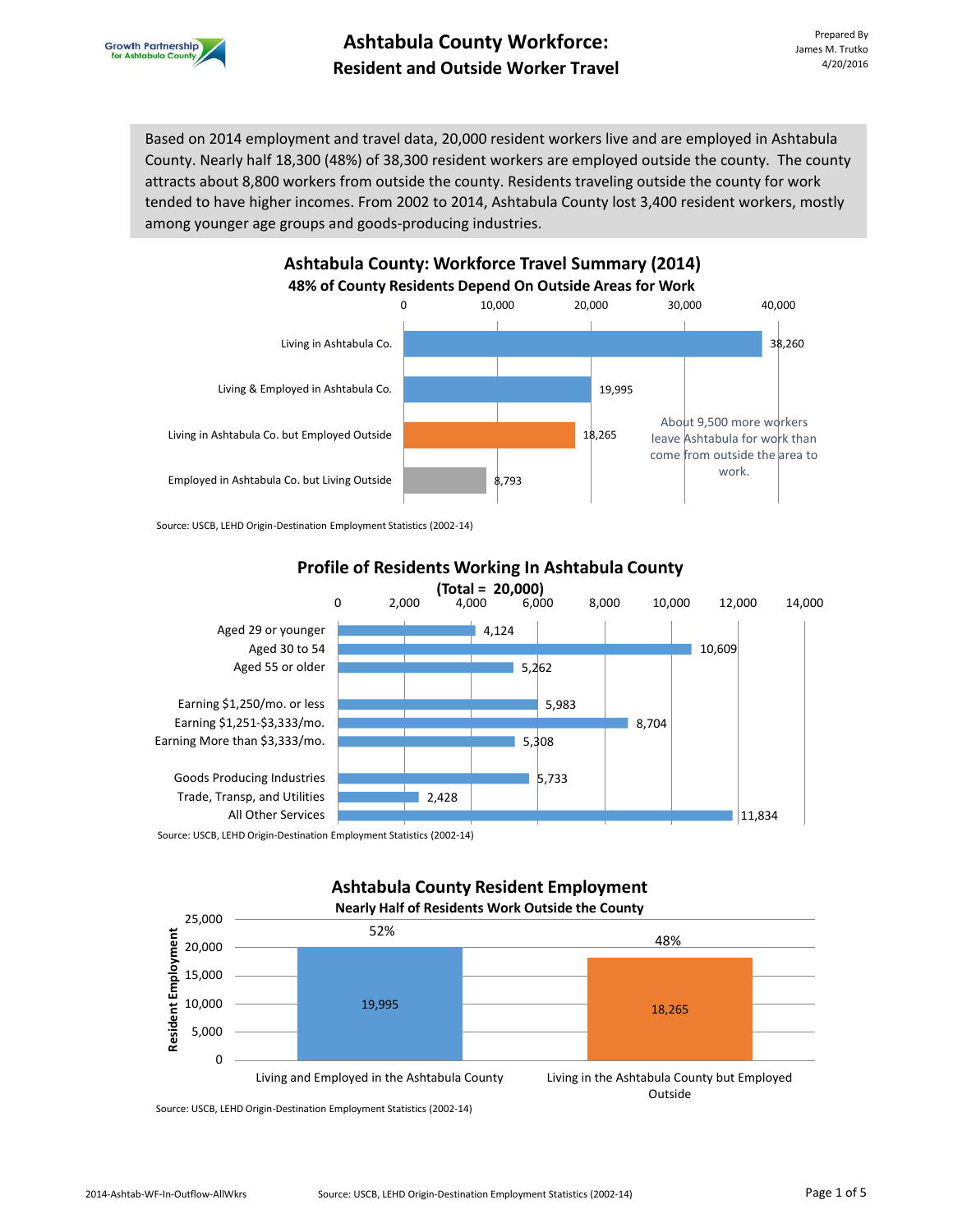# Ashtabula County Workforce:
## Resident and Outside Worker Travel

Prepared By
James M. Trutko
4/20/2016

Based on 2014 employment and travel data, 20,000 resident workers live and are employed in Ashtabula County. Nearly half 18,300 (48%) of 38,300 resident workers are employed outside the county. The county attracts about 8,800 workers from outside the county. Residents traveling outside the county for work tended to have higher incomes. From 2002 to 2014, Ashtabula County lost 3,400 resident workers, mostly among younger age groups and goods-producing industries.

### Ashtabula County: Workforce Travel Summary (2014)
**48% of County Residents Depend On Outside Areas for Work**

| Category | Workers |
|---|---|
| Living in Ashtabula Co. | 38,260 |
| Living & Employed in Ashtabula Co. | 19,995 |
| Living in Ashtabula Co. but Employed Outside | 18,265 |
| Employed in Ashtabula Co. but Living Outside | 8,793 |

About 9,500 more workers leave Ashtabula for work than come from outside the area to work.

Source: USCB, LEHD Origin-Destination Employment Statistics (2002-14)

### Profile of Residents Working In Ashtabula County
**(Total = 20,000)**

| Category | Workers |
|---|---|
| Aged 29 or younger | 4,124 |
| Aged 30 to 54 | 10,609 |
| Aged 55 or older | 5,262 |
| Earning $1,250/mo. or less | 5,983 |
| Earning $1,251-$3,333/mo. | 8,704 |
| Earning More than $3,333/mo. | 5,308 |
| Goods Producing Industries | 5,733 |
| Trade, Transp, and Utilities | 2,428 |
| All Other Services | 11,834 |

Source: USCB, LEHD Origin-Destination Employment Statistics (2002-14)

### Ashtabula County Resident Employment
**Nearly Half of Residents Work Outside the County**

| Category | Resident Employment | Share |
|---|---|---|
| Living and Employed in the Ashtabula County | 19,995 | 52% |
| Living in the Ashtabula County but Employed Outside | 18,265 | 48% |

Source: USCB, LEHD Origin-Destination Employment Statistics (2002-14)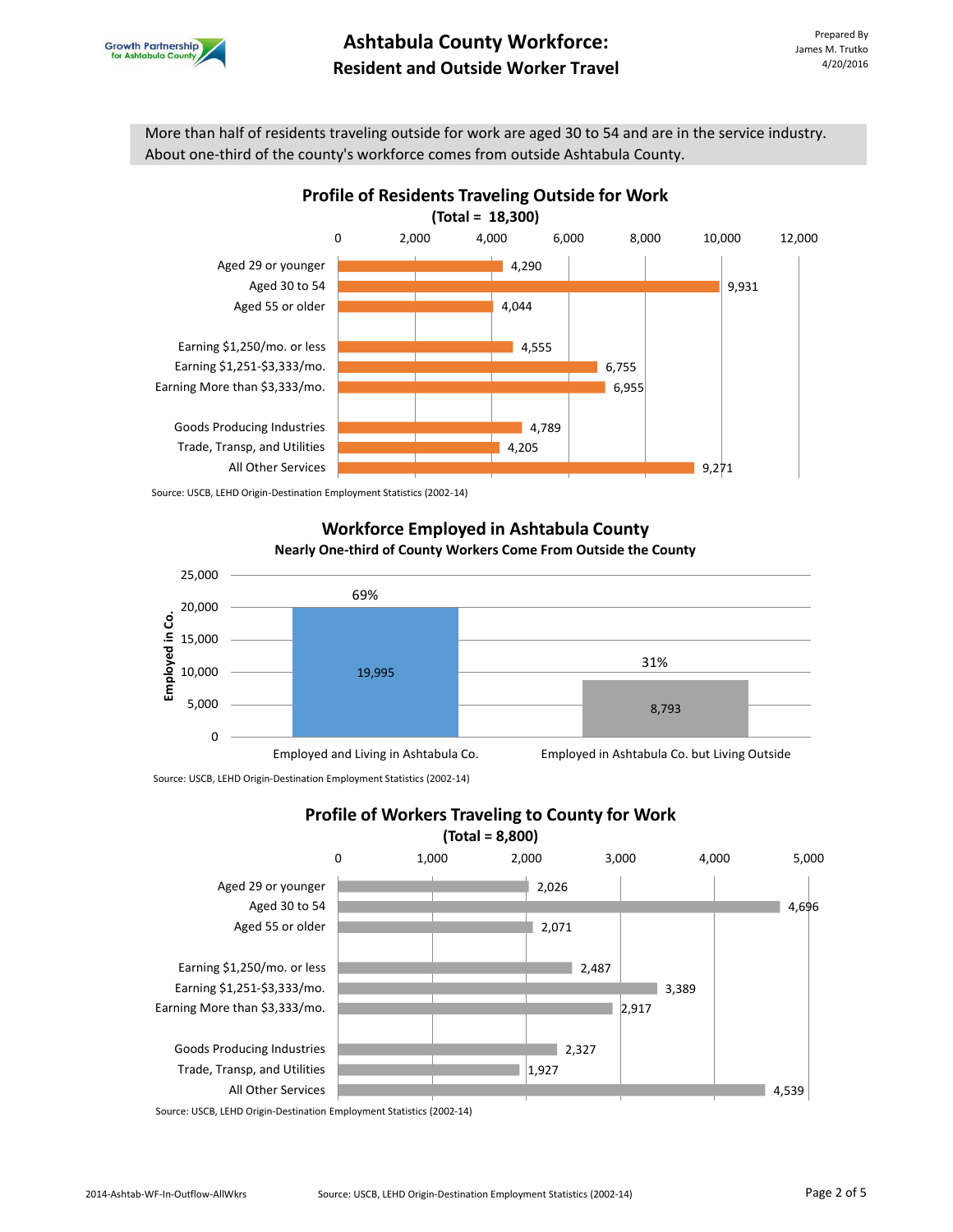# Ashtabula County Workforce:
## Resident and Outside Worker Travel

Prepared By
James M. Trutko
4/20/2016

More than half of residents traveling outside for work are aged 30 to 54 and are in the service industry. About one-third of the county's workforce comes from outside Ashtabula County.

### Profile of Residents Traveling Outside for Work
**(Total = 18,300)**

| Category | Number |
|---|---|
| Aged 29 or younger | 4,290 |
| Aged 30 to 54 | 9,931 |
| Aged 55 or older | 4,044 |
| Earning $1,250/mo. or less | 4,555 |
| Earning $1,251-$3,333/mo. | 6,755 |
| Earning More than $3,333/mo. | 6,955 |
| Goods Producing Industries | 4,789 |
| Trade, Transp, and Utilities | 4,205 |
| All Other Services | 9,271 |

Source: USCB, LEHD Origin-Destination Employment Statistics (2002-14)

### Workforce Employed in Ashtabula County
**Nearly One-third of County Workers Come From Outside the County**

| Employed in Co. | Number | Percent |
|---|---|---|
| Employed and Living in Ashtabula Co. | 19,995 | 69% |
| Employed in Ashtabula Co. but Living Outside | 8,793 | 31% |

Source: USCB, LEHD Origin-Destination Employment Statistics (2002-14)

### Profile of Workers Traveling to County for Work
**(Total = 8,800)**

| Category | Number |
|---|---|
| Aged 29 or younger | 2,026 |
| Aged 30 to 54 | 4,696 |
| Aged 55 or older | 2,071 |
| Earning $1,250/mo. or less | 2,487 |
| Earning $1,251-$3,333/mo. | 3,389 |
| Earning More than $3,333/mo. | 2,917 |
| Goods Producing Industries | 2,327 |
| Trade, Transp, and Utilities | 1,927 |
| All Other Services | 4,539 |

Source: USCB, LEHD Origin-Destination Employment Statistics (2002-14)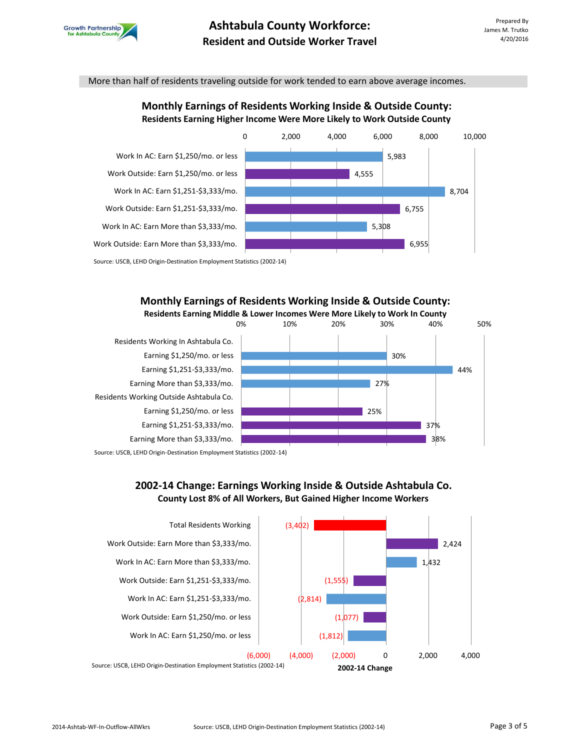More than half of residents traveling outside for work tended to earn above average incomes.

## Monthly Earnings of Residents Working Inside & Outside County:

**Residents Earning Higher Income Were More Likely to Work Outside County**

| Category | Residents |
|---|---|
| Work In AC: Earn $1,250/mo. or less | 5,983 |
| Work Outside: Earn $1,250/mo. or less | 4,555 |
| Work In AC: Earn $1,251-$3,333/mo. | 8,704 |
| Work Outside: Earn $1,251-$3,333/mo. | 6,755 |
| Work In AC: Earn More than $3,333/mo. | 5,308 |
| Work Outside: Earn More than $3,333/mo. | 6,955 |

Source: USCB, LEHD Origin-Destination Employment Statistics (2002-14)

## Monthly Earnings of Residents Working Inside & Outside County:

**Residents Earning Middle & Lower Incomes Were More Likely to Work In County**

| Category | Percent |
|---|---|
| **Residents Working In Ashtabula Co.** | |
| Earning $1,250/mo. or less | 30% |
| Earning $1,251-$3,333/mo. | 44% |
| Earning More than $3,333/mo. | 27% |
| **Residents Working Outside Ashtabula Co.** | |
| Earning $1,250/mo. or less | 25% |
| Earning $1,251-$3,333/mo. | 37% |
| Earning More than $3,333/mo. | 38% |

Source: USCB, LEHD Origin-Destination Employment Statistics (2002-14)

## 2002-14 Change: Earnings Working Inside & Outside Ashtabula Co.

**County Lost 8% of All Workers, But Gained Higher Income Workers**

| Category | 2002-14 Change |
|---|---|
| Total Residents Working | (3,402) |
| Work Outside: Earn More than $3,333/mo. | 2,424 |
| Work In AC: Earn More than $3,333/mo. | 1,432 |
| Work Outside: Earn $1,251-$3,333/mo. | (1,555) |
| Work In AC: Earn $1,251-$3,333/mo. | (2,814) |
| Work Outside: Earn $1,250/mo. or less | (1,077) |
| Work In AC: Earn $1,250/mo. or less | (1,812) |

Source: USCB, LEHD Origin-Destination Employment Statistics (2002-14)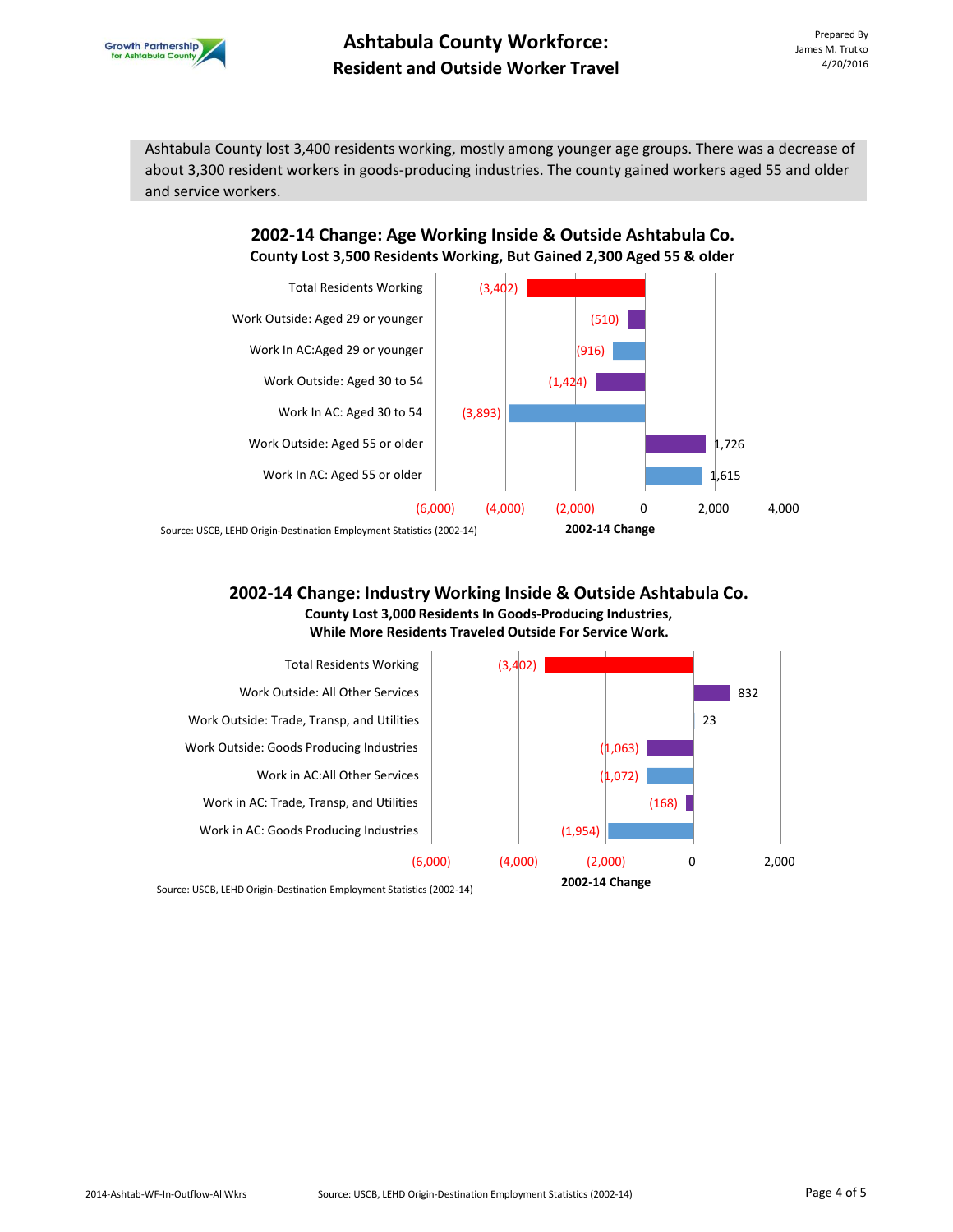# Ashtabula County Workforce: Resident and Outside Worker Travel

Prepared By
James M. Trutko
4/20/2016

Ashtabula County lost 3,400 residents working, mostly among younger age groups. There was a decrease of about 3,300 resident workers in goods-producing industries. The county gained workers aged 55 and older and service workers.

## 2002-14 Change: Age Working Inside & Outside Ashtabula Co.

**County Lost 3,500 Residents Working, But Gained 2,300 Aged 55 & older**

| Category | 2002-14 Change |
|---|---|
| Total Residents Working | (3,402) |
| Work Outside: Aged 29 or younger | (510) |
| Work In AC:Aged 29 or younger | (916) |
| Work Outside: Aged 30 to 54 | (1,424) |
| Work In AC: Aged 30 to 54 | (3,893) |
| Work Outside: Aged 55 or older | 1,726 |
| Work In AC: Aged 55 or older | 1,615 |

Source: USCB, LEHD Origin-Destination Employment Statistics (2002-14)

## 2002-14 Change: Industry Working Inside & Outside Ashtabula Co.

**County Lost 3,000 Residents In Goods-Producing Industries, While More Residents Traveled Outside For Service Work.**

| Category | 2002-14 Change |
|---|---|
| Total Residents Working | (3,402) |
| Work Outside: All Other Services | 832 |
| Work Outside: Trade, Transp, and Utilities | 23 |
| Work Outside: Goods Producing Industries | (1,063) |
| Work in AC:All Other Services | (1,072) |
| Work in AC: Trade, Transp, and Utilities | (168) |
| Work in AC: Goods Producing Industries | (1,954) |

Source: USCB, LEHD Origin-Destination Employment Statistics (2002-14)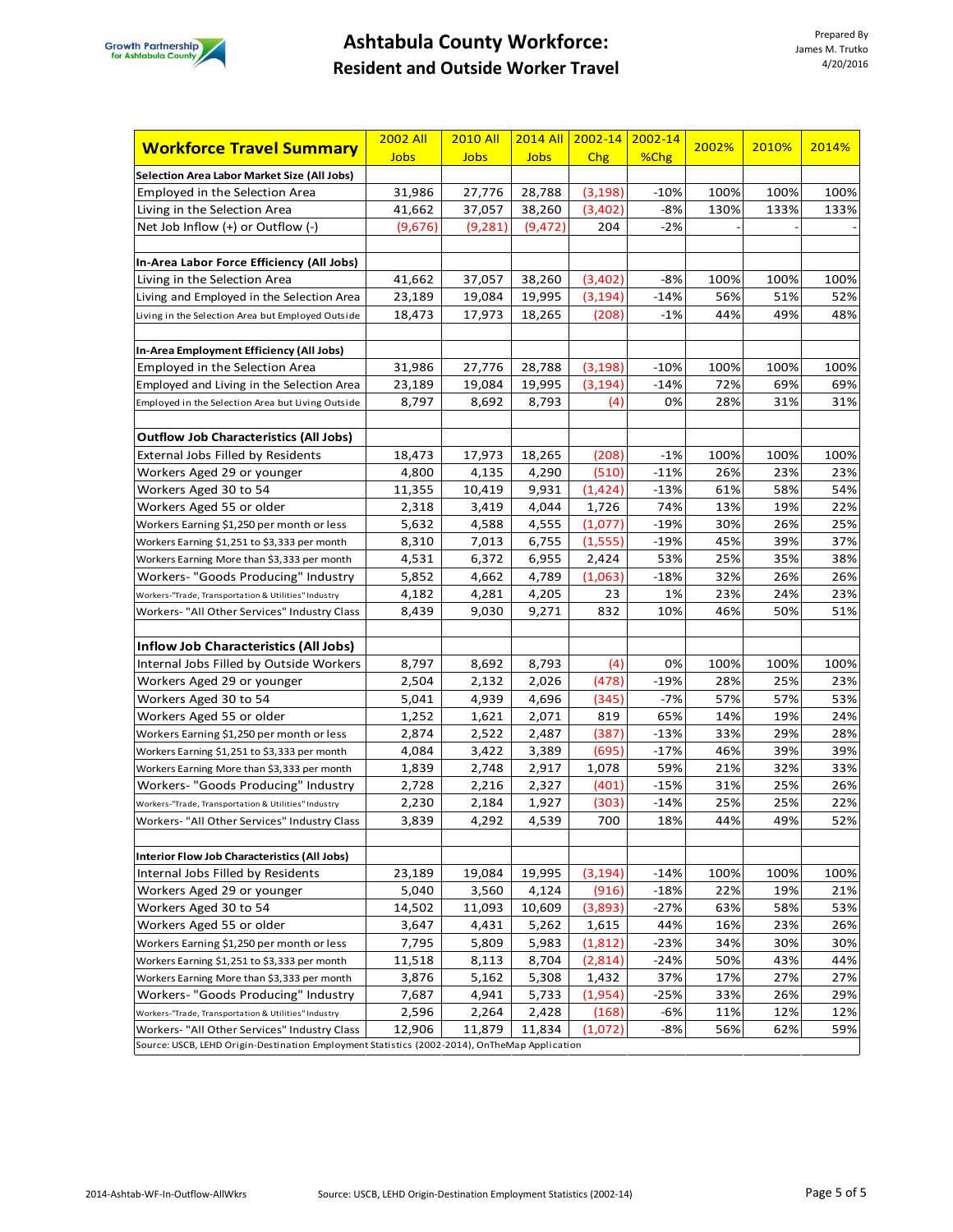# Ashtabula County Workforce:
## Resident and Outside Worker Travel

Prepared By
James M. Trutko
4/20/2016

| Workforce Travel Summary | 2002 All Jobs | 2010 All Jobs | 2014 All Jobs | 2002-14 Chg | 2002-14 %Chg | 2002% | 2010% | 2014% |
|---|---|---|---|---|---|---|---|---|
| **Selection Area Labor Market Size (All Jobs)** | | | | | | | | |
| Employed in the Selection Area | 31,986 | 27,776 | 28,788 | (3,198) | -10% | 100% | 100% | 100% |
| Living in the Selection Area | 41,662 | 37,057 | 38,260 | (3,402) | -8% | 130% | 133% | 133% |
| Net Job Inflow (+) or Outflow (-) | (9,676) | (9,281) | (9,472) | 204 | -2% | - | - | - |
| | | | | | | | | |
| **In-Area Labor Force Efficiency (All Jobs)** | | | | | | | | |
| Living in the Selection Area | 41,662 | 37,057 | 38,260 | (3,402) | -8% | 100% | 100% | 100% |
| Living and Employed in the Selection Area | 23,189 | 19,084 | 19,995 | (3,194) | -14% | 56% | 51% | 52% |
| Living in the Selection Area but Employed Outside | 18,473 | 17,973 | 18,265 | (208) | -1% | 44% | 49% | 48% |
| | | | | | | | | |
| **In-Area Employment Efficiency (All Jobs)** | | | | | | | | |
| Employed in the Selection Area | 31,986 | 27,776 | 28,788 | (3,198) | -10% | 100% | 100% | 100% |
| Employed and Living in the Selection Area | 23,189 | 19,084 | 19,995 | (3,194) | -14% | 72% | 69% | 69% |
| Employed in the Selection Area but Living Outside | 8,797 | 8,692 | 8,793 | (4) | 0% | 28% | 31% | 31% |
| | | | | | | | | |
| **Outflow Job Characteristics (All Jobs)** | | | | | | | | |
| External Jobs Filled by Residents | 18,473 | 17,973 | 18,265 | (208) | -1% | 100% | 100% | 100% |
| Workers Aged 29 or younger | 4,800 | 4,135 | 4,290 | (510) | -11% | 26% | 23% | 23% |
| Workers Aged 30 to 54 | 11,355 | 10,419 | 9,931 | (1,424) | -13% | 61% | 58% | 54% |
| Workers Aged 55 or older | 2,318 | 3,419 | 4,044 | 1,726 | 74% | 13% | 19% | 22% |
| Workers Earning $1,250 per month or less | 5,632 | 4,588 | 4,555 | (1,077) | -19% | 30% | 26% | 25% |
| Workers Earning $1,251 to $3,333 per month | 8,310 | 7,013 | 6,755 | (1,555) | -19% | 45% | 39% | 37% |
| Workers Earning More than $3,333 per month | 4,531 | 6,372 | 6,955 | 2,424 | 53% | 25% | 35% | 38% |
| Workers- "Goods Producing" Industry | 5,852 | 4,662 | 4,789 | (1,063) | -18% | 32% | 26% | 26% |
| Workers-"Trade, Transportation & Utilities" Industry | 4,182 | 4,281 | 4,205 | 23 | 1% | 23% | 24% | 23% |
| Workers- "All Other Services" Industry Class | 8,439 | 9,030 | 9,271 | 832 | 10% | 46% | 50% | 51% |
| | | | | | | | | |
| **Inflow Job Characteristics (All Jobs)** | | | | | | | | |
| Internal Jobs Filled by Outside Workers | 8,797 | 8,692 | 8,793 | (4) | 0% | 100% | 100% | 100% |
| Workers Aged 29 or younger | 2,504 | 2,132 | 2,026 | (478) | -19% | 28% | 25% | 23% |
| Workers Aged 30 to 54 | 5,041 | 4,939 | 4,696 | (345) | -7% | 57% | 57% | 53% |
| Workers Aged 55 or older | 1,252 | 1,621 | 2,071 | 819 | 65% | 14% | 19% | 24% |
| Workers Earning $1,250 per month or less | 2,874 | 2,522 | 2,487 | (387) | -13% | 33% | 29% | 28% |
| Workers Earning $1,251 to $3,333 per month | 4,084 | 3,422 | 3,389 | (695) | -17% | 46% | 39% | 39% |
| Workers Earning More than $3,333 per month | 1,839 | 2,748 | 2,917 | 1,078 | 59% | 21% | 32% | 33% |
| Workers- "Goods Producing" Industry | 2,728 | 2,216 | 2,327 | (401) | -15% | 31% | 25% | 26% |
| Workers-"Trade, Transportation & Utilities" Industry | 2,230 | 2,184 | 1,927 | (303) | -14% | 25% | 25% | 22% |
| Workers- "All Other Services" Industry Class | 3,839 | 4,292 | 4,539 | 700 | 18% | 44% | 49% | 52% |
| | | | | | | | | |
| **Interior Flow Job Characteristics (All Jobs)** | | | | | | | | |
| Internal Jobs Filled by Residents | 23,189 | 19,084 | 19,995 | (3,194) | -14% | 100% | 100% | 100% |
| Workers Aged 29 or younger | 5,040 | 3,560 | 4,124 | (916) | -18% | 22% | 19% | 21% |
| Workers Aged 30 to 54 | 14,502 | 11,093 | 10,609 | (3,893) | -27% | 63% | 58% | 53% |
| Workers Aged 55 or older | 3,647 | 4,431 | 5,262 | 1,615 | 44% | 16% | 23% | 26% |
| Workers Earning $1,250 per month or less | 7,795 | 5,809 | 5,983 | (1,812) | -23% | 34% | 30% | 30% |
| Workers Earning $1,251 to $3,333 per month | 11,518 | 8,113 | 8,704 | (2,814) | -24% | 50% | 43% | 44% |
| Workers Earning More than $3,333 per month | 3,876 | 5,162 | 5,308 | 1,432 | 37% | 17% | 27% | 27% |
| Workers- "Goods Producing" Industry | 7,687 | 4,941 | 5,733 | (1,954) | -25% | 33% | 26% | 29% |
| Workers-"Trade, Transportation & Utilities" Industry | 2,596 | 2,264 | 2,428 | (168) | -6% | 11% | 12% | 12% |
| Workers- "All Other Services" Industry Class | 12,906 | 11,879 | 11,834 | (1,072) | -8% | 56% | 62% | 59% |

Source: USCB, LEHD Origin-Destination Employment Statistics (2002-2014), OnTheMap Application